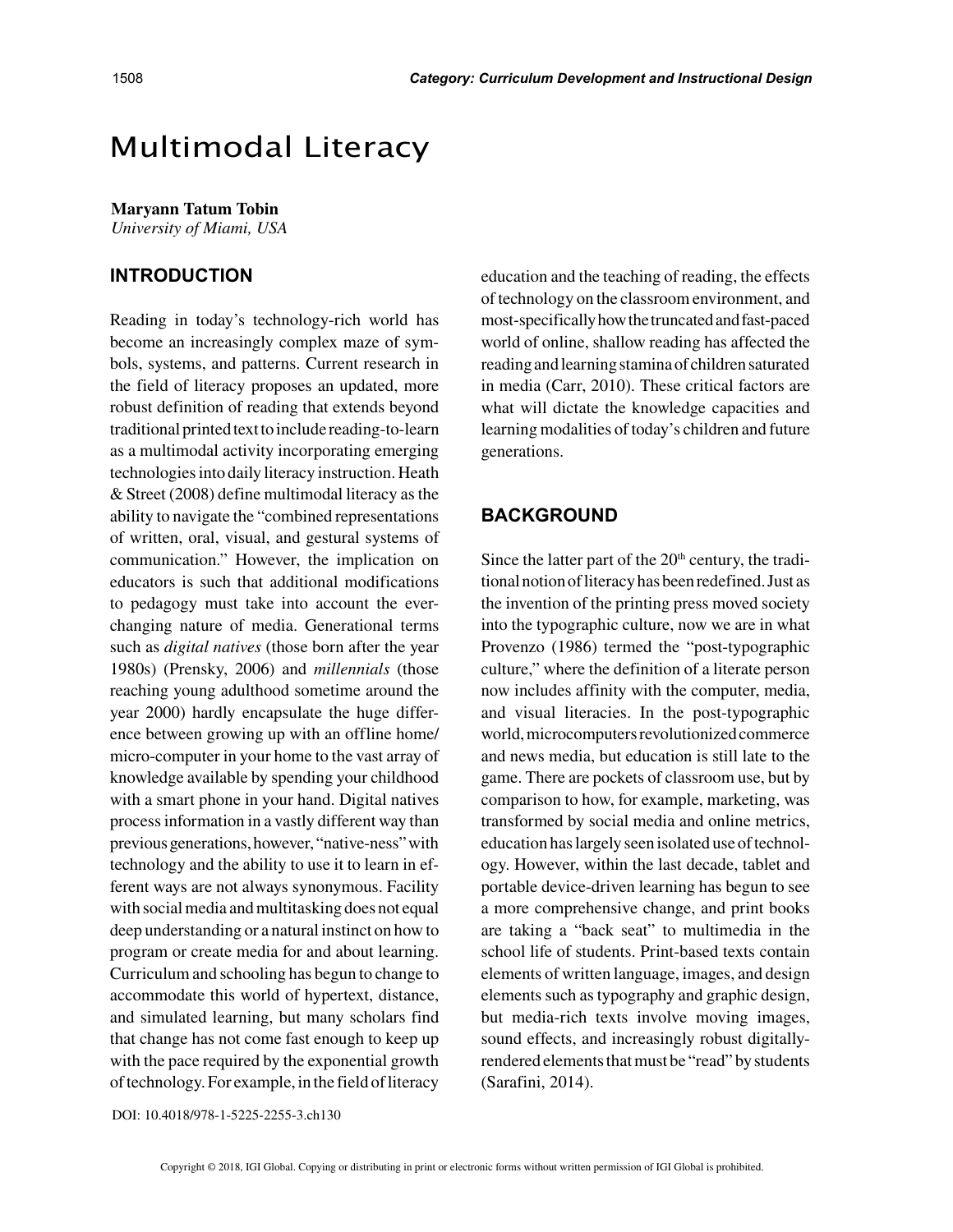# Multimodal Literacy

**Maryann Tatum Tobin**
*University of Miami, USA*

## INTRODUCTION

Reading in today's technology-rich world has become an increasingly complex maze of symbols, systems, and patterns. Current research in the field of literacy proposes an updated, more robust definition of reading that extends beyond traditional printed text to include reading-to-learn as a multimodal activity incorporating emerging technologies into daily literacy instruction. Heath & Street (2008) define multimodal literacy as the ability to navigate the "combined representations of written, oral, visual, and gestural systems of communication." However, the implication on educators is such that additional modifications to pedagogy must take into account the ever-changing nature of media. Generational terms such as *digital natives* (those born after the year 1980s) (Prensky, 2006) and *millennials* (those reaching young adulthood sometime around the year 2000) hardly encapsulate the huge difference between growing up with an offline home/micro-computer in your home to the vast array of knowledge available by spending your childhood with a smart phone in your hand. Digital natives process information in a vastly different way than previous generations, however, "native-ness" with technology and the ability to use it to learn in efferent ways are not always synonymous. Facility with social media and multitasking does not equal deep understanding or a natural instinct on how to program or create media for and about learning. Curriculum and schooling has begun to change to accommodate this world of hypertext, distance, and simulated learning, but many scholars find that change has not come fast enough to keep up with the pace required by the exponential growth of technology. For example, in the field of literacy education and the teaching of reading, the effects of technology on the classroom environment, and most-specifically how the truncated and fast-paced world of online, shallow reading has affected the reading and learning stamina of children saturated in media (Carr, 2010). These critical factors are what will dictate the knowledge capacities and learning modalities of today's children and future generations.

## BACKGROUND

Since the latter part of the 20th century, the traditional notion of literacy has been redefined. Just as the invention of the printing press moved society into the typographic culture, now we are in what Provenzo (1986) termed the "post-typographic culture," where the definition of a literate person now includes affinity with the computer, media, and visual literacies. In the post-typographic world, microcomputers revolutionized commerce and news media, but education is still late to the game. There are pockets of classroom use, but by comparison to how, for example, marketing, was transformed by social media and online metrics, education has largely seen isolated use of technology. However, within the last decade, tablet and portable device-driven learning has begun to see a more comprehensive change, and print books are taking a "back seat" to multimedia in the school life of students. Print-based texts contain elements of written language, images, and design elements such as typography and graphic design, but media-rich texts involve moving images, sound effects, and increasingly robust digitally-rendered elements that must be "read" by students (Sarafini, 2014).

DOI: 10.4018/978-1-5225-2255-3.ch130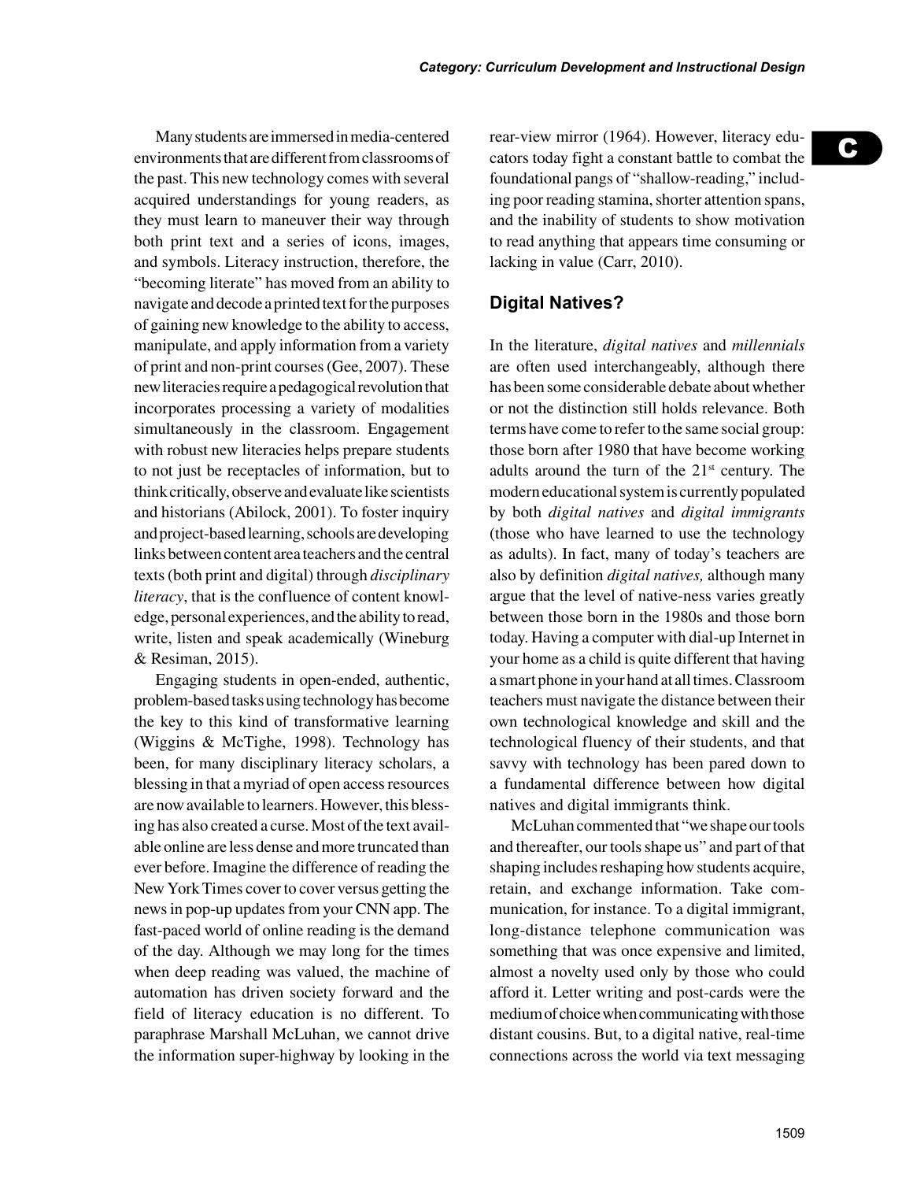Many students are immersed in media-centered environments that are different from classrooms of the past. This new technology comes with several acquired understandings for young readers, as they must learn to maneuver their way through both print text and a series of icons, images, and symbols. Literacy instruction, therefore, the "becoming literate" has moved from an ability to navigate and decode a printed text for the purposes of gaining new knowledge to the ability to access, manipulate, and apply information from a variety of print and non-print courses (Gee, 2007). These new literacies require a pedagogical revolution that incorporates processing a variety of modalities simultaneously in the classroom. Engagement with robust new literacies helps prepare students to not just be receptacles of information, but to think critically, observe and evaluate like scientists and historians (Abilock, 2001). To foster inquiry and project-based learning, schools are developing links between content area teachers and the central texts (both print and digital) through *disciplinary literacy*, that is the confluence of content knowledge, personal experiences, and the ability to read, write, listen and speak academically (Wineburg & Resiman, 2015).

Engaging students in open-ended, authentic, problem-based tasks using technology has become the key to this kind of transformative learning (Wiggins & McTighe, 1998). Technology has been, for many disciplinary literacy scholars, a blessing in that a myriad of open access resources are now available to learners. However, this blessing has also created a curse. Most of the text available online are less dense and more truncated than ever before. Imagine the difference of reading the New York Times cover to cover versus getting the news in pop-up updates from your CNN app. The fast-paced world of online reading is the demand of the day. Although we may long for the times when deep reading was valued, the machine of automation has driven society forward and the field of literacy education is no different. To paraphrase Marshall McLuhan, we cannot drive the information super-highway by looking in the rear-view mirror (1964). However, literacy educators today fight a constant battle to combat the foundational pangs of "shallow-reading," including poor reading stamina, shorter attention spans, and the inability of students to show motivation to read anything that appears time consuming or lacking in value (Carr, 2010).

## Digital Natives?

In the literature, *digital natives* and *millennials* are often used interchangeably, although there has been some considerable debate about whether or not the distinction still holds relevance. Both terms have come to refer to the same social group: those born after 1980 that have become working adults around the turn of the 21st century. The modern educational system is currently populated by both *digital natives* and *digital immigrants* (those who have learned to use the technology as adults). In fact, many of today's teachers are also by definition *digital natives,* although many argue that the level of native-ness varies greatly between those born in the 1980s and those born today. Having a computer with dial-up Internet in your home as a child is quite different that having a smart phone in your hand at all times. Classroom teachers must navigate the distance between their own technological knowledge and skill and the technological fluency of their students, and that savvy with technology has been pared down to a fundamental difference between how digital natives and digital immigrants think.

McLuhan commented that "we shape our tools and thereafter, our tools shape us" and part of that shaping includes reshaping how students acquire, retain, and exchange information. Take communication, for instance. To a digital immigrant, long-distance telephone communication was something that was once expensive and limited, almost a novelty used only by those who could afford it. Letter writing and post-cards were the medium of choice when communicating with those distant cousins. But, to a digital native, real-time connections across the world via text messaging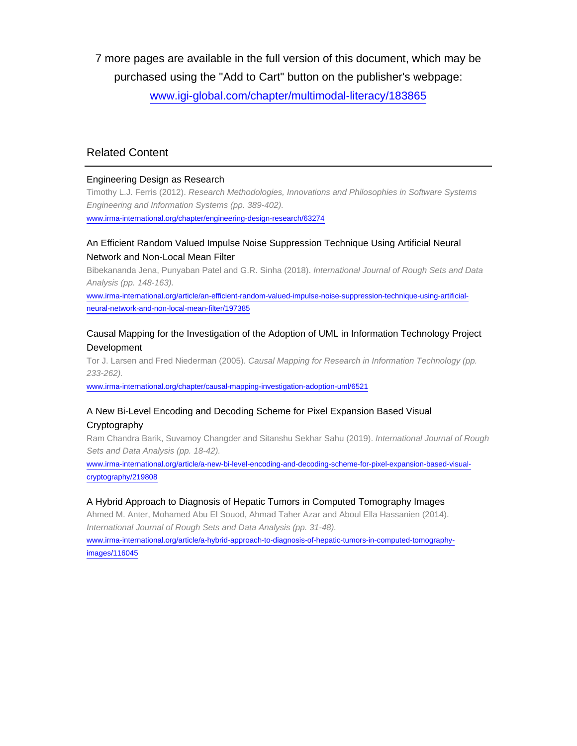7 more pages are available in the full version of this document, which may be purchased using the "Add to Cart" button on the publisher's webpage: www.igi-global.com/chapter/multimodal-literacy/183865

## Related Content

Engineering Design as Research
Timothy L.J. Ferris (2012). *Research Methodologies, Innovations and Philosophies in Software Systems Engineering and Information Systems (pp. 389-402).*
www.irma-international.org/chapter/engineering-design-research/63274

An Efficient Random Valued Impulse Noise Suppression Technique Using Artificial Neural Network and Non-Local Mean Filter
Bibekananda Jena, Punyaban Patel and G.R. Sinha (2018). *International Journal of Rough Sets and Data Analysis (pp. 148-163).*
www.irma-international.org/article/an-efficient-random-valued-impulse-noise-suppression-technique-using-artificial-neural-network-and-non-local-mean-filter/197385

Causal Mapping for the Investigation of the Adoption of UML in Information Technology Project Development
Tor J. Larsen and Fred Niederman (2005). *Causal Mapping for Research in Information Technology (pp. 233-262).*
www.irma-international.org/chapter/causal-mapping-investigation-adoption-uml/6521

A New Bi-Level Encoding and Decoding Scheme for Pixel Expansion Based Visual Cryptography
Ram Chandra Barik, Suvamoy Changder and Sitanshu Sekhar Sahu (2019). *International Journal of Rough Sets and Data Analysis (pp. 18-42).*
www.irma-international.org/article/a-new-bi-level-encoding-and-decoding-scheme-for-pixel-expansion-based-visual-cryptography/219808

A Hybrid Approach to Diagnosis of Hepatic Tumors in Computed Tomography Images
Ahmed M. Anter, Mohamed Abu El Souod, Ahmad Taher Azar and Aboul Ella Hassanien (2014). *International Journal of Rough Sets and Data Analysis (pp. 31-48).*
www.irma-international.org/article/a-hybrid-approach-to-diagnosis-of-hepatic-tumors-in-computed-tomography-images/116045